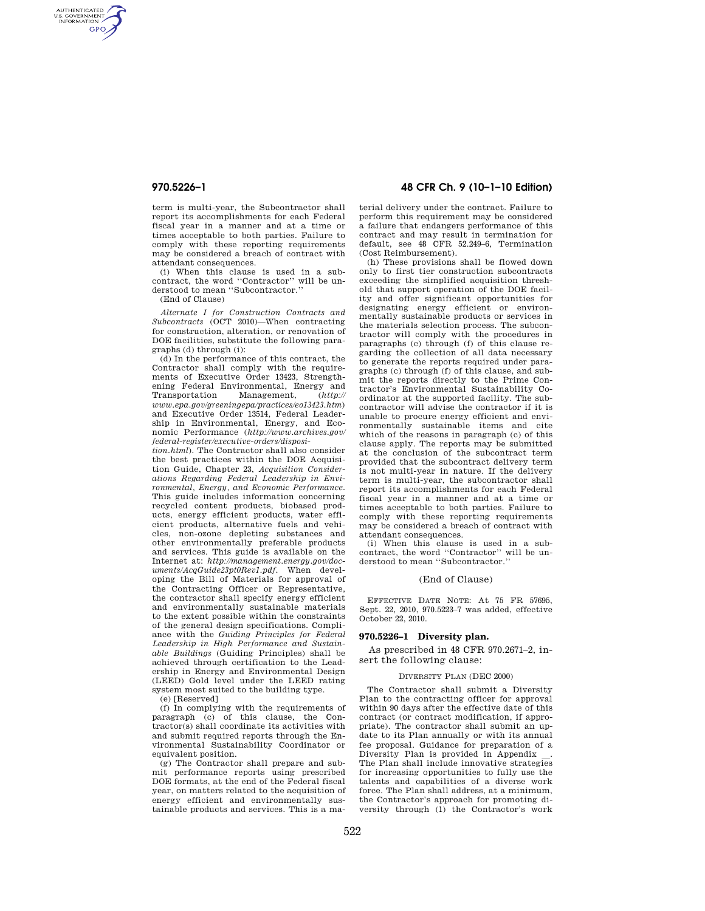term is multi-year, the Subcontractor shall report its accomplishments for each Federal fiscal year in a manner and at a time or times acceptable to both parties. Failure to comply with these reporting requirements may be considered a breach of contract with attendant consequences.

(i) When this clause is used in a subcontract, the word "Contractor" will be understood to mean "Subcontractor."

(End of Clause)

*Alternate I for Construction Contracts and Subcontracts* (OCT 2010)—When contracting for construction, alteration, or renovation of DOE facilities, substitute the following paragraphs (d) through (i):

(d) In the performance of this contract, the Contractor shall comply with the requirements of Executive Order 13423, Strengthening Federal Environmental, Energy and Transportation Management, (*http://www.epa.gov/greeningepa/practices/eo13423.htm*) and Executive Order 13514, Federal Leadership in Environmental, Energy, and Economic Performance (*http://www.archives.gov/federal-register/executive-orders/disposition.html*). The Contractor shall also consider the best practices within the DOE Acquisition Guide, Chapter 23, *Acquisition Considerations Regarding Federal Leadership in Environmental, Energy, and Economic Performance.* This guide includes information concerning recycled content products, biobased products, energy efficient products, water efficient products, alternative fuels and vehicles, non-ozone depleting substances and other environmentally preferable products and services. This guide is available on the Internet at: *http://management.energy.gov/documents/AcqGuide23pt0Rev1.pdf*. When developing the Bill of Materials for approval of the Contracting Officer or Representative, the contractor shall specify energy efficient and environmentally sustainable materials to the extent possible within the constraints of the general design specifications. Compliance with the *Guiding Principles for Federal Leadership in High Performance and Sustainable Buildings* (Guiding Principles) shall be achieved through certification to the Leadership in Energy and Environmental Design (LEED) Gold level under the LEED rating system most suited to the building type.

(e) [Reserved]

(f) In complying with the requirements of paragraph (c) of this clause, the Contractor(s) shall coordinate its activities with and submit required reports through the Environmental Sustainability Coordinator or equivalent position.

(g) The Contractor shall prepare and submit performance reports using prescribed DOE formats, at the end of the Federal fiscal year, on matters related to the acquisition of energy efficient and environmentally sustainable products and services. This is a material delivery under the contract. Failure to perform this requirement may be considered a failure that endangers performance of this contract and may result in termination for default, see 48 CFR 52.249–6, Termination (Cost Reimbursement).

(h) These provisions shall be flowed down only to first tier construction subcontracts exceeding the simplified acquisition threshold that support operation of the DOE facility and offer significant opportunities for designating energy efficient or environmentally sustainable products or services in the materials selection process. The subcontractor will comply with the procedures in paragraphs (c) through (f) of this clause regarding the collection of all data necessary to generate the reports required under paragraphs (c) through (f) of this clause, and submit the reports directly to the Prime Contractor's Environmental Sustainability Coordinator at the supported facility. The subcontractor will advise the contractor if it is unable to procure energy efficient and environmentally sustainable items and cite which of the reasons in paragraph (c) of this clause apply. The reports may be submitted at the conclusion of the subcontract term provided that the subcontract delivery term is not multi-year in nature. If the delivery term is multi-year, the subcontractor shall report its accomplishments for each Federal fiscal year in a manner and at a time or times acceptable to both parties. Failure to comply with these reporting requirements may be considered a breach of contract with attendant consequences.

(i) When this clause is used in a subcontract, the word "Contractor" will be understood to mean "Subcontractor."

(End of Clause)

EFFECTIVE DATE NOTE: At 75 FR 57695, Sept. 22, 2010, 970.5223–7 was added, effective October 22, 2010.

### 970.5226–1 Diversity plan.

As prescribed in 48 CFR 970.2671–2, insert the following clause:

DIVERSITY PLAN (DEC 2000)

The Contractor shall submit a Diversity Plan to the contracting officer for approval within 90 days after the effective date of this contract (or contract modification, if appropriate). The contractor shall submit an update to its Plan annually or with its annual fee proposal. Guidance for preparation of a Diversity Plan is provided in Appendix \_\_. The Plan shall include innovative strategies for increasing opportunities to fully use the talents and capabilities of a diverse work force. The Plan shall address, at a minimum, the Contractor's approach for promoting diversity through (1) the Contractor's work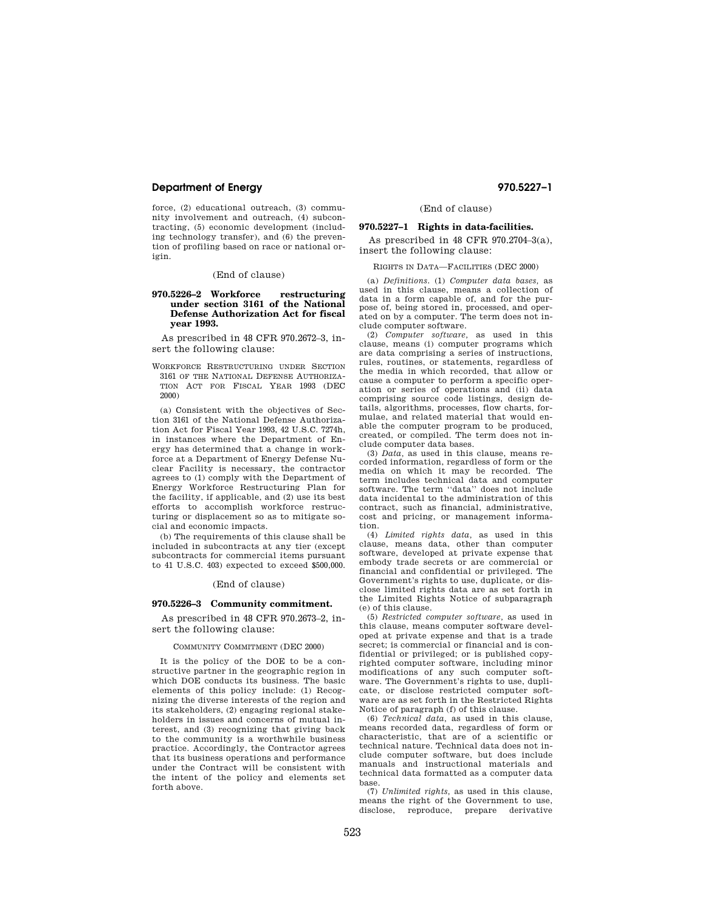force, (2) educational outreach, (3) community involvement and outreach, (4) subcontracting, (5) economic development (including technology transfer), and (6) the prevention of profiling based on race or national origin.

(End of clause)

### 970.5226–2 Workforce restructuring under section 3161 of the National Defense Authorization Act for fiscal year 1993.

As prescribed in 48 CFR 970.2672–3, insert the following clause:

WORKFORCE RESTRUCTURING UNDER SECTION 3161 OF THE NATIONAL DEFENSE AUTHORIZATION ACT FOR FISCAL YEAR 1993 (DEC 2000)

(a) Consistent with the objectives of Section 3161 of the National Defense Authorization Act for Fiscal Year 1993, 42 U.S.C. 7274h, in instances where the Department of Energy has determined that a change in workforce at a Department of Energy Defense Nuclear Facility is necessary, the contractor agrees to (1) comply with the Department of Energy Workforce Restructuring Plan for the facility, if applicable, and (2) use its best efforts to accomplish workforce restructuring or displacement so as to mitigate social and economic impacts.

(b) The requirements of this clause shall be included in subcontracts at any tier (except subcontracts for commercial items pursuant to 41 U.S.C. 403) expected to exceed $500,000.

(End of clause)

### 970.5226–3 Community commitment.

As prescribed in 48 CFR 970.2673–2, insert the following clause:

COMMUNITY COMMITMENT (DEC 2000)

It is the policy of the DOE to be a constructive partner in the geographic region in which DOE conducts its business. The basic elements of this policy include: (1) Recognizing the diverse interests of the region and its stakeholders, (2) engaging regional stakeholders in issues and concerns of mutual interest, and (3) recognizing that giving back to the community is a worthwhile business practice. Accordingly, the Contractor agrees that its business operations and performance under the Contract will be consistent with the intent of the policy and elements set forth above.

(End of clause)

### 970.5227–1 Rights in data-facilities.

As prescribed in 48 CFR 970.2704–3(a), insert the following clause:

RIGHTS IN DATA—FACILITIES (DEC 2000)

(a) *Definitions.* (1) *Computer data bases,* as used in this clause, means a collection of data in a form capable of, and for the purpose of, being stored in, processed, and operated on by a computer. The term does not include computer software.

(2) *Computer software,* as used in this clause, means (i) computer programs which are data comprising a series of instructions, rules, routines, or statements, regardless of the media in which recorded, that allow or cause a computer to perform a specific operation or series of operations and (ii) data comprising source code listings, design details, algorithms, processes, flow charts, formulae, and related material that would enable the computer program to be produced, created, or compiled. The term does not include computer data bases.

(3) *Data,* as used in this clause, means recorded information, regardless of form or the media on which it may be recorded. The term includes technical data and computer software. The term ''data'' does not include data incidental to the administration of this contract, such as financial, administrative, cost and pricing, or management information.

(4) *Limited rights data,* as used in this clause, means data, other than computer software, developed at private expense that embody trade secrets or are commercial or financial and confidential or privileged. The Government's rights to use, duplicate, or disclose limited rights data are as set forth in the Limited Rights Notice of subparagraph (e) of this clause.

(5) *Restricted computer software,* as used in this clause, means computer software developed at private expense and that is a trade secret; is commercial or financial and is confidential or privileged; or is published copyrighted computer software, including minor modifications of any such computer software. The Government's rights to use, duplicate, or disclose restricted computer software are as set forth in the Restricted Rights Notice of paragraph (f) of this clause.

(6) *Technical data,* as used in this clause, means recorded data, regardless of form or characteristic, that are of a scientific or technical nature. Technical data does not include computer software, but does include manuals and instructional materials and technical data formatted as a computer data base.

(7) *Unlimited rights,* as used in this clause, means the right of the Government to use, disclose, reproduce, prepare derivative